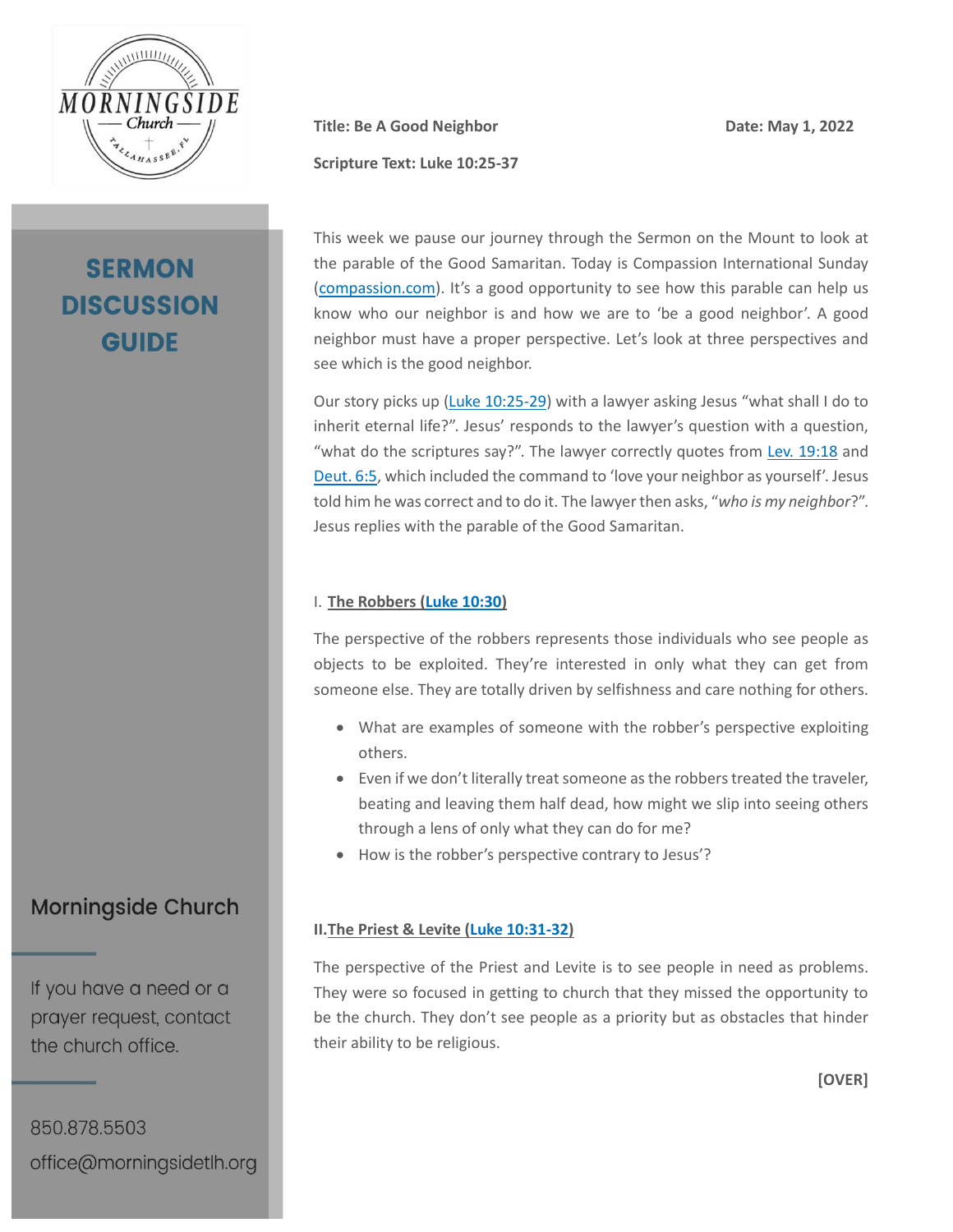# SERMON DISCUSSION GUIDE

**Title: Be A Good Neighbor** **Date: May 1, 2022**

**Scripture Text: Luke 10:25-37**

This week we pause our journey through the Sermon on the Mount to look at the parable of the Good Samaritan. Today is Compassion International Sunday (compassion.com). It's a good opportunity to see how this parable can help us know who our neighbor is and how we are to 'be a good neighbor'. A good neighbor must have a proper perspective. Let's look at three perspectives and see which is the good neighbor.

Our story picks up (Luke 10:25-29) with a lawyer asking Jesus "what shall I do to inherit eternal life?". Jesus' responds to the lawyer's question with a question, "what do the scriptures say?". The lawyer correctly quotes from Lev. 19:18 and Deut. 6:5, which included the command to 'love your neighbor as yourself'. Jesus told him he was correct and to do it. The lawyer then asks, "*who is my neighbor*?". Jesus replies with the parable of the Good Samaritan.

## I. The Robbers (Luke 10:30)

The perspective of the robbers represents those individuals who see people as objects to be exploited. They're interested in only what they can get from someone else. They are totally driven by selfishness and care nothing for others.

- What are examples of someone with the robber's perspective exploiting others.
- Even if we don't literally treat someone as the robbers treated the traveler, beating and leaving them half dead, how might we slip into seeing others through a lens of only what they can do for me?
- How is the robber's perspective contrary to Jesus'?

## II. The Priest & Levite (Luke 10:31-32)

The perspective of the Priest and Levite is to see people in need as problems. They were so focused in getting to church that they missed the opportunity to be the church. They don't see people as a priority but as obstacles that hinder their ability to be religious.

**[OVER]**

Morningside Church

If you have a need or a prayer request, contact the church office.

850.878.5503
office@morningsidetlh.org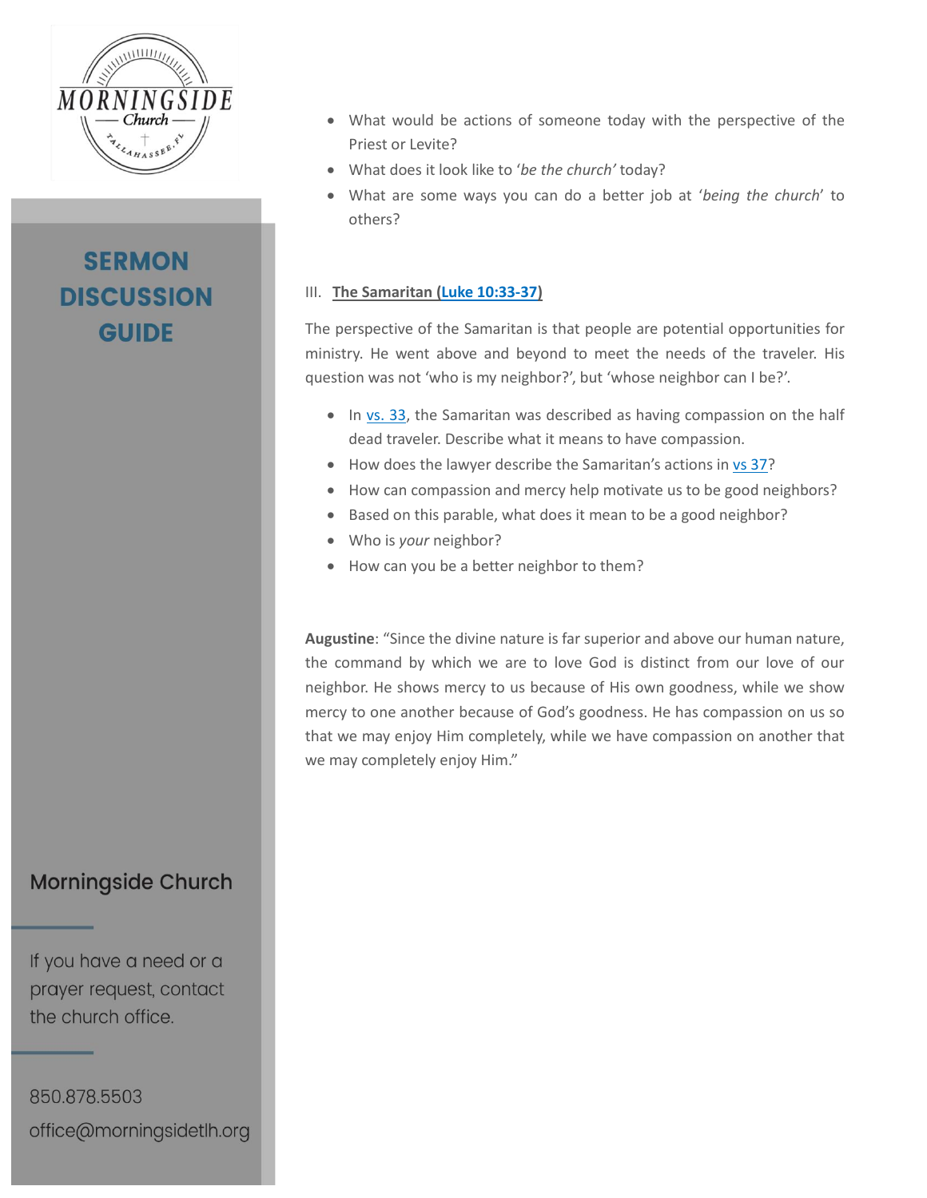MORNINGSIDE Church TALLAHASSEE, FL

# SERMON DISCUSSION GUIDE

- What would be actions of someone today with the perspective of the Priest or Levite?
- What does it look like to '*be the church'* today?
- What are some ways you can do a better job at '*being the church*' to others?

III. **The Samaritan (Luke 10:33-37)**

The perspective of the Samaritan is that people are potential opportunities for ministry. He went above and beyond to meet the needs of the traveler. His question was not 'who is my neighbor?', but 'whose neighbor can I be?'.

- In vs. 33, the Samaritan was described as having compassion on the half dead traveler. Describe what it means to have compassion.
- How does the lawyer describe the Samaritan's actions in vs 37?
- How can compassion and mercy help motivate us to be good neighbors?
- Based on this parable, what does it mean to be a good neighbor?
- Who is *your* neighbor?
- How can you be a better neighbor to them?

**Augustine**: "Since the divine nature is far superior and above our human nature, the command by which we are to love God is distinct from our love of our neighbor. He shows mercy to us because of His own goodness, while we show mercy to one another because of God's goodness. He has compassion on us so that we may enjoy Him completely, while we have compassion on another that we may completely enjoy Him."

Morningside Church

If you have a need or a prayer request, contact the church office.

850.878.5503
office@morningsidetlh.org